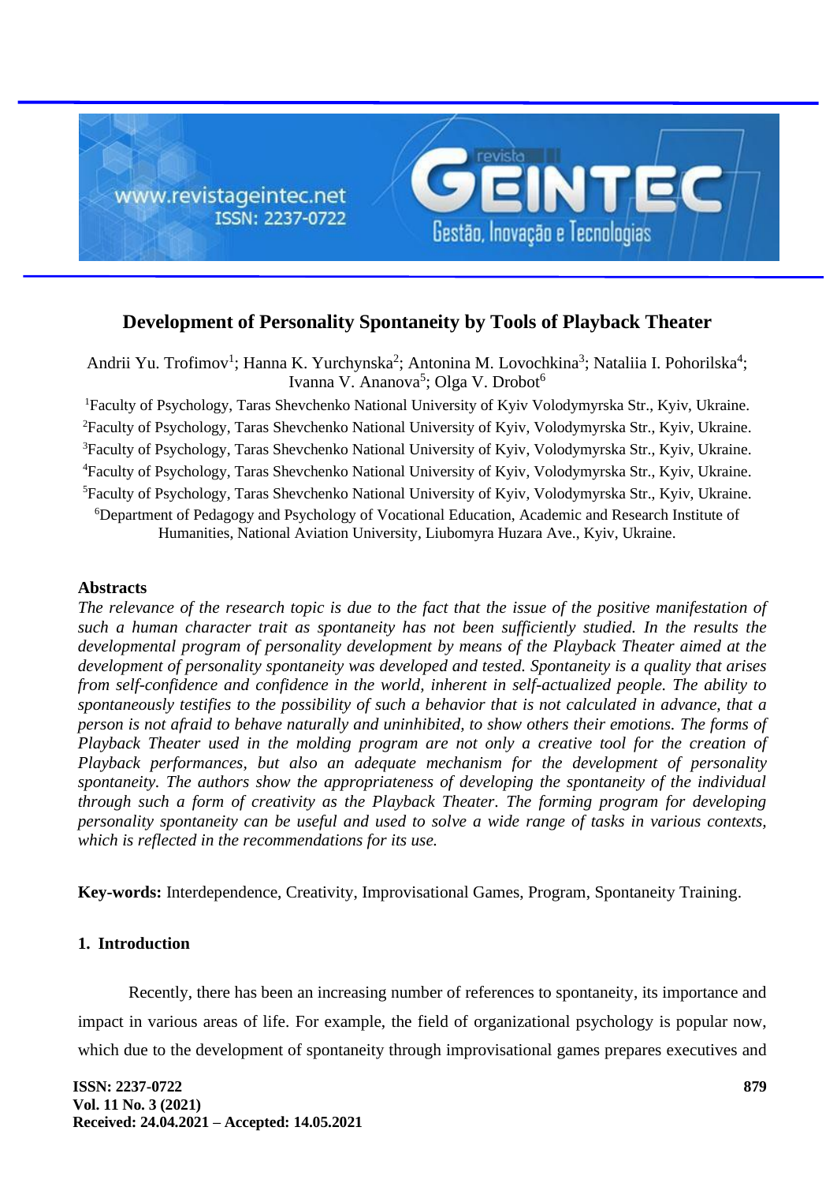// Development of Personality Spontaneity by Tools of Playback Theater

Andrii Yu. Trofimov[1]; Hanna K. Yurchynska[2]; Antonina M. Lovochkina[3]; Nataliia I. Pohorilska[4]; Ivanna V. Ananova[5]; Olga V. Drobot[6]

[1]Faculty of Psychology, Taras Shevchenko National University of Kyiv Volodymyrska Str., Kyiv, Ukraine.

[2]Faculty of Psychology, Taras Shevchenko National University of Kyiv, Volodymyrska Str., Kyiv, Ukraine.

[3]Faculty of Psychology, Taras Shevchenko National University of Kyiv, Volodymyrska Str., Kyiv, Ukraine.

[4]Faculty of Psychology, Taras Shevchenko National University of Kyiv, Volodymyrska Str., Kyiv, Ukraine.

[5]Faculty of Psychology, Taras Shevchenko National University of Kyiv, Volodymyrska Str., Kyiv, Ukraine.

[6]Department of Pedagogy and Psychology of Vocational Education, Academic and Research Institute of Humanities, National Aviation University, Liubomyra Huzara Ave., Kyiv, Ukraine.

## Abstracts

*The relevance of the research topic is due to the fact that the issue of the positive manifestation of such a human character trait as spontaneity has not been sufficiently studied. In the results the developmental program of personality development by means of the Playback Theater aimed at the development of personality spontaneity was developed and tested. Spontaneity is a quality that arises from self-confidence and confidence in the world, inherent in self-actualized people. The ability to spontaneously testifies to the possibility of such a behavior that is not calculated in advance, that a person is not afraid to behave naturally and uninhibited, to show others their emotions. The forms of Playback Theater used in the molding program are not only a creative tool for the creation of Playback performances, but also an adequate mechanism for the development of personality spontaneity. The authors show the appropriateness of developing the spontaneity of the individual through such a form of creativity as the Playback Theater. The forming program for developing personality spontaneity can be useful and used to solve a wide range of tasks in various contexts, which is reflected in the recommendations for its use.*

**Key-words:** Interdependence, Creativity, Improvisational Games, Program, Spontaneity Training.

## 1. Introduction

Recently, there has been an increasing number of references to spontaneity, its importance and impact in various areas of life. For example, the field of organizational psychology is popular now, which due to the development of spontaneity through improvisational games prepares executives and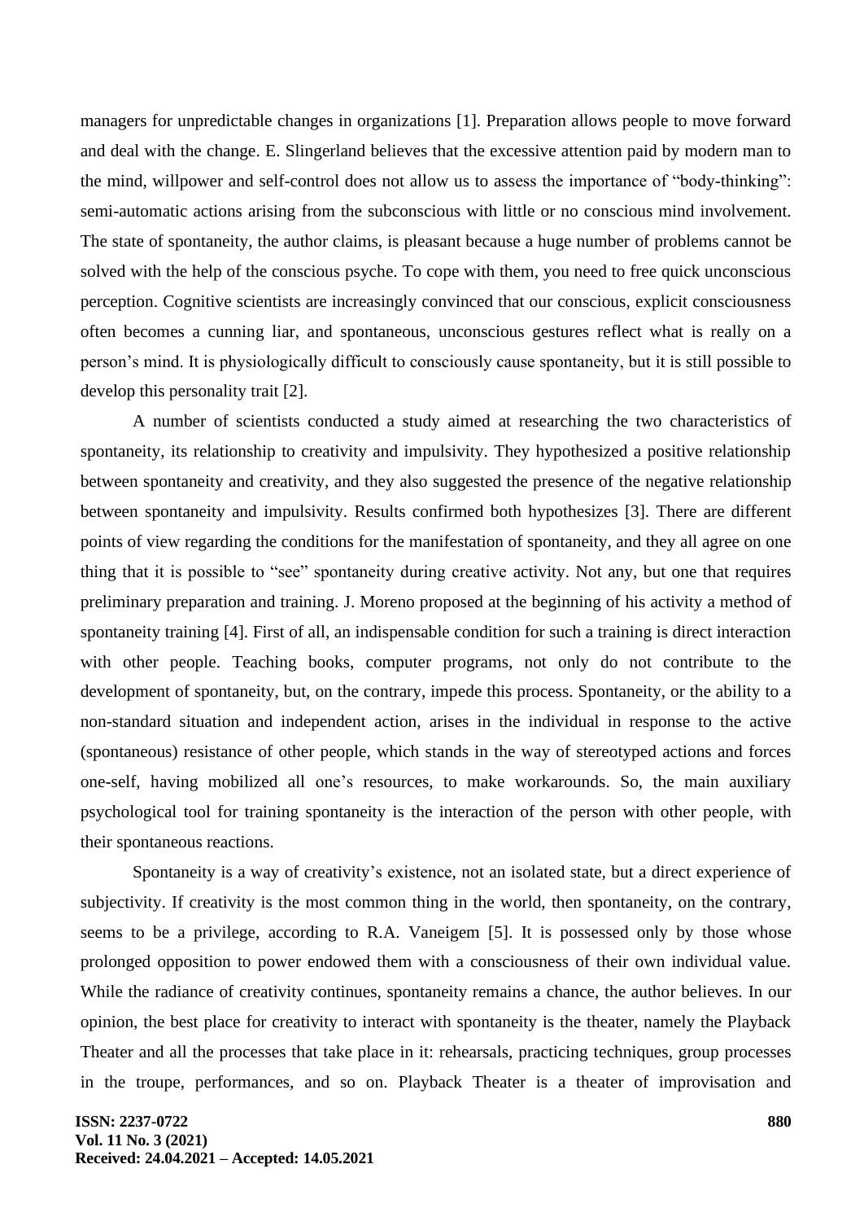managers for unpredictable changes in organizations [1]. Preparation allows people to move forward and deal with the change. E. Slingerland believes that the excessive attention paid by modern man to the mind, willpower and self-control does not allow us to assess the importance of "body-thinking": semi-automatic actions arising from the subconscious with little or no conscious mind involvement. The state of spontaneity, the author claims, is pleasant because a huge number of problems cannot be solved with the help of the conscious psyche. To cope with them, you need to free quick unconscious perception. Cognitive scientists are increasingly convinced that our conscious, explicit consciousness often becomes a cunning liar, and spontaneous, unconscious gestures reflect what is really on a person's mind. It is physiologically difficult to consciously cause spontaneity, but it is still possible to develop this personality trait [2].

A number of scientists conducted a study aimed at researching the two characteristics of spontaneity, its relationship to creativity and impulsivity. They hypothesized a positive relationship between spontaneity and creativity, and they also suggested the presence of the negative relationship between spontaneity and impulsivity. Results confirmed both hypothesizes [3]. There are different points of view regarding the conditions for the manifestation of spontaneity, and they all agree on one thing that it is possible to "see" spontaneity during creative activity. Not any, but one that requires preliminary preparation and training. J. Moreno proposed at the beginning of his activity a method of spontaneity training [4]. First of all, an indispensable condition for such a training is direct interaction with other people. Teaching books, computer programs, not only do not contribute to the development of spontaneity, but, on the contrary, impede this process. Spontaneity, or the ability to a non-standard situation and independent action, arises in the individual in response to the active (spontaneous) resistance of other people, which stands in the way of stereotyped actions and forces one-self, having mobilized all one's resources, to make workarounds. So, the main auxiliary psychological tool for training spontaneity is the interaction of the person with other people, with their spontaneous reactions.

Spontaneity is a way of creativity's existence, not an isolated state, but a direct experience of subjectivity. If creativity is the most common thing in the world, then spontaneity, on the contrary, seems to be a privilege, according to R.A. Vaneigem [5]. It is possessed only by those whose prolonged opposition to power endowed them with a consciousness of their own individual value. While the radiance of creativity continues, spontaneity remains a chance, the author believes. In our opinion, the best place for creativity to interact with spontaneity is the theater, namely the Playback Theater and all the processes that take place in it: rehearsals, practicing techniques, group processes in the troupe, performances, and so on. Playback Theater is a theater of improvisation and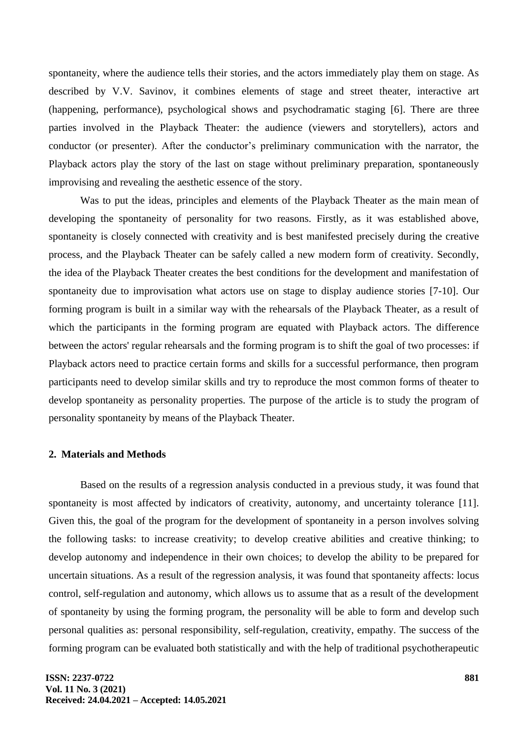spontaneity, where the audience tells their stories, and the actors immediately play them on stage. As described by V.V. Savinov, it combines elements of stage and street theater, interactive art (happening, performance), psychological shows and psychodramatic staging [6]. There are three parties involved in the Playback Theater: the audience (viewers and storytellers), actors and conductor (or presenter). After the conductor's preliminary communication with the narrator, the Playback actors play the story of the last on stage without preliminary preparation, spontaneously improvising and revealing the aesthetic essence of the story.

Was to put the ideas, principles and elements of the Playback Theater as the main mean of developing the spontaneity of personality for two reasons. Firstly, as it was established above, spontaneity is closely connected with creativity and is best manifested precisely during the creative process, and the Playback Theater can be safely called a new modern form of creativity. Secondly, the idea of the Playback Theater creates the best conditions for the development and manifestation of spontaneity due to improvisation what actors use on stage to display audience stories [7-10]. Our forming program is built in a similar way with the rehearsals of the Playback Theater, as a result of which the participants in the forming program are equated with Playback actors. The difference between the actors' regular rehearsals and the forming program is to shift the goal of two processes: if Playback actors need to practice certain forms and skills for a successful performance, then program participants need to develop similar skills and try to reproduce the most common forms of theater to develop spontaneity as personality properties. The purpose of the article is to study the program of personality spontaneity by means of the Playback Theater.

## 2. Materials and Methods

Based on the results of a regression analysis conducted in a previous study, it was found that spontaneity is most affected by indicators of creativity, autonomy, and uncertainty tolerance [11]. Given this, the goal of the program for the development of spontaneity in a person involves solving the following tasks: to increase creativity; to develop creative abilities and creative thinking; to develop autonomy and independence in their own choices; to develop the ability to be prepared for uncertain situations. As a result of the regression analysis, it was found that spontaneity affects: locus control, self-regulation and autonomy, which allows us to assume that as a result of the development of spontaneity by using the forming program, the personality will be able to form and develop such personal qualities as: personal responsibility, self-regulation, creativity, empathy. The success of the forming program can be evaluated both statistically and with the help of traditional psychotherapeutic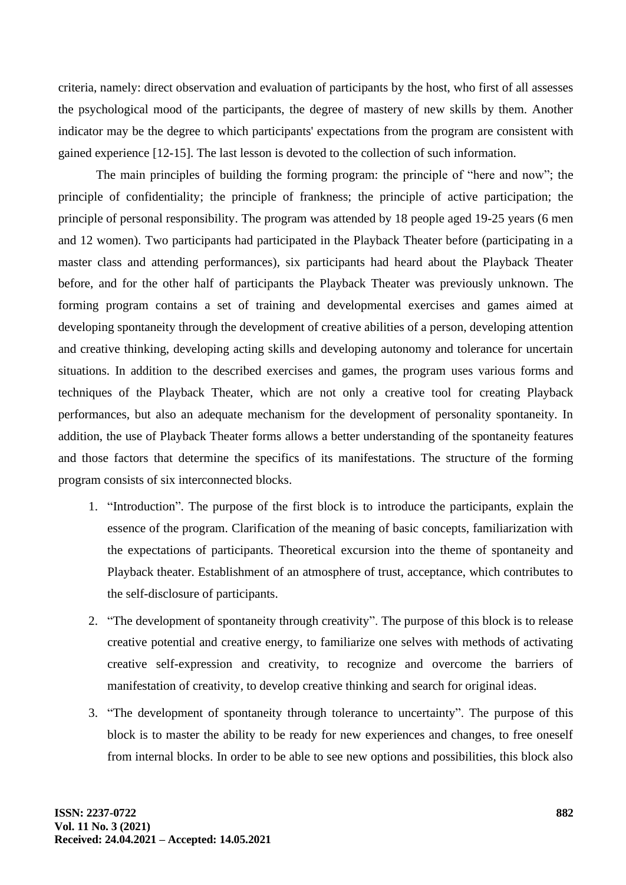criteria, namely: direct observation and evaluation of participants by the host, who first of all assesses the psychological mood of the participants, the degree of mastery of new skills by them. Another indicator may be the degree to which participants' expectations from the program are consistent with gained experience [12-15]. The last lesson is devoted to the collection of such information.

The main principles of building the forming program: the principle of "here and now"; the principle of confidentiality; the principle of frankness; the principle of active participation; the principle of personal responsibility. The program was attended by 18 people aged 19-25 years (6 men and 12 women). Two participants had participated in the Playback Theater before (participating in a master class and attending performances), six participants had heard about the Playback Theater before, and for the other half of participants the Playback Theater was previously unknown. The forming program contains a set of training and developmental exercises and games aimed at developing spontaneity through the development of creative abilities of a person, developing attention and creative thinking, developing acting skills and developing autonomy and tolerance for uncertain situations. In addition to the described exercises and games, the program uses various forms and techniques of the Playback Theater, which are not only a creative tool for creating Playback performances, but also an adequate mechanism for the development of personality spontaneity. In addition, the use of Playback Theater forms allows a better understanding of the spontaneity features and those factors that determine the specifics of its manifestations. The structure of the forming program consists of six interconnected blocks.

1. "Introduction". The purpose of the first block is to introduce the participants, explain the essence of the program. Clarification of the meaning of basic concepts, familiarization with the expectations of participants. Theoretical excursion into the theme of spontaneity and Playback theater. Establishment of an atmosphere of trust, acceptance, which contributes to the self-disclosure of participants.
2. "The development of spontaneity through creativity". The purpose of this block is to release creative potential and creative energy, to familiarize one selves with methods of activating creative self-expression and creativity, to recognize and overcome the barriers of manifestation of creativity, to develop creative thinking and search for original ideas.
3. "The development of spontaneity through tolerance to uncertainty". The purpose of this block is to master the ability to be ready for new experiences and changes, to free oneself from internal blocks. In order to be able to see new options and possibilities, this block also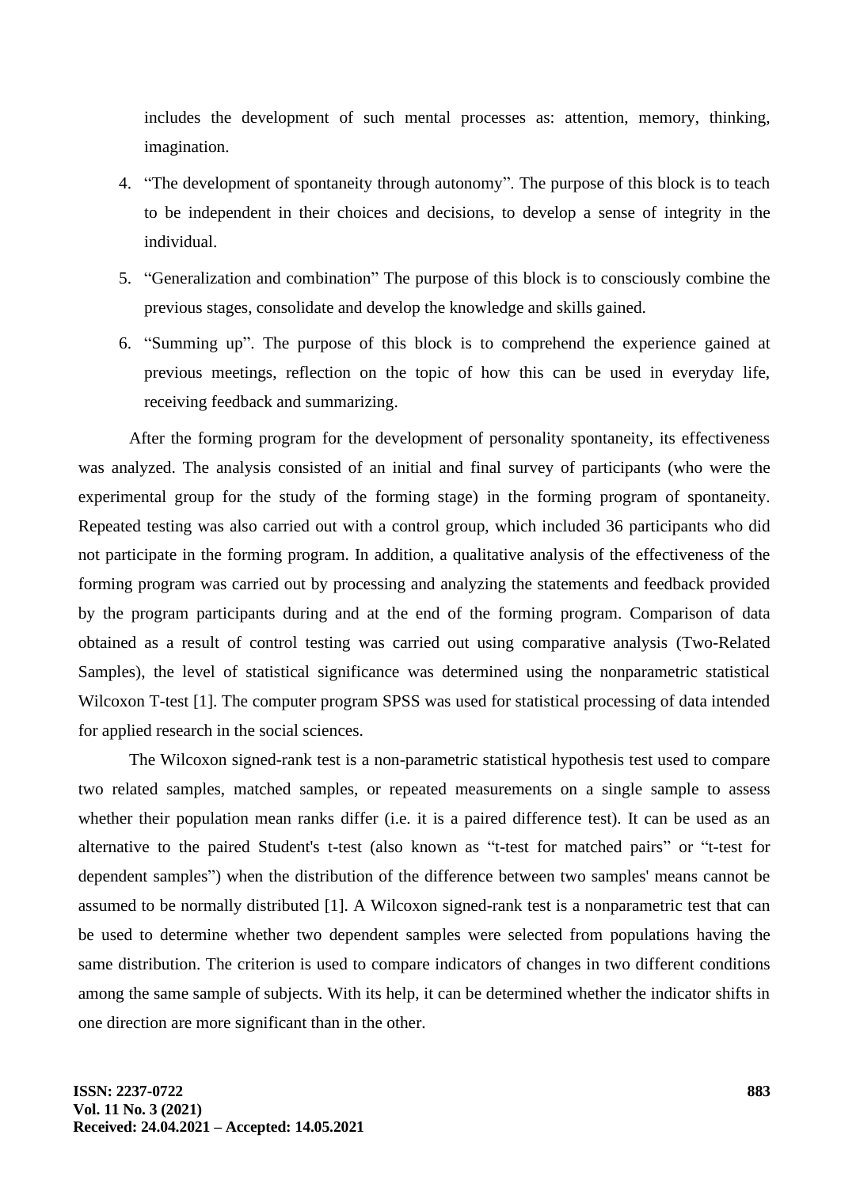includes the development of such mental processes as: attention, memory, thinking, imagination.

4. "The development of spontaneity through autonomy". The purpose of this block is to teach to be independent in their choices and decisions, to develop a sense of integrity in the individual.
5. "Generalization and combination" The purpose of this block is to consciously combine the previous stages, consolidate and develop the knowledge and skills gained.
6. "Summing up". The purpose of this block is to comprehend the experience gained at previous meetings, reflection on the topic of how this can be used in everyday life, receiving feedback and summarizing.

After the forming program for the development of personality spontaneity, its effectiveness was analyzed. The analysis consisted of an initial and final survey of participants (who were the experimental group for the study of the forming stage) in the forming program of spontaneity. Repeated testing was also carried out with a control group, which included 36 participants who did not participate in the forming program. In addition, a qualitative analysis of the effectiveness of the forming program was carried out by processing and analyzing the statements and feedback provided by the program participants during and at the end of the forming program. Comparison of data obtained as a result of control testing was carried out using comparative analysis (Two-Related Samples), the level of statistical significance was determined using the nonparametric statistical Wilcoxon T-test [1]. The computer program SPSS was used for statistical processing of data intended for applied research in the social sciences.

The Wilcoxon signed-rank test is a non-parametric statistical hypothesis test used to compare two related samples, matched samples, or repeated measurements on a single sample to assess whether their population mean ranks differ (i.e. it is a paired difference test). It can be used as an alternative to the paired Student's t-test (also known as "t-test for matched pairs" or "t-test for dependent samples") when the distribution of the difference between two samples' means cannot be assumed to be normally distributed [1]. A Wilcoxon signed-rank test is a nonparametric test that can be used to determine whether two dependent samples were selected from populations having the same distribution. The criterion is used to compare indicators of changes in two different conditions among the same sample of subjects. With its help, it can be determined whether the indicator shifts in one direction are more significant than in the other.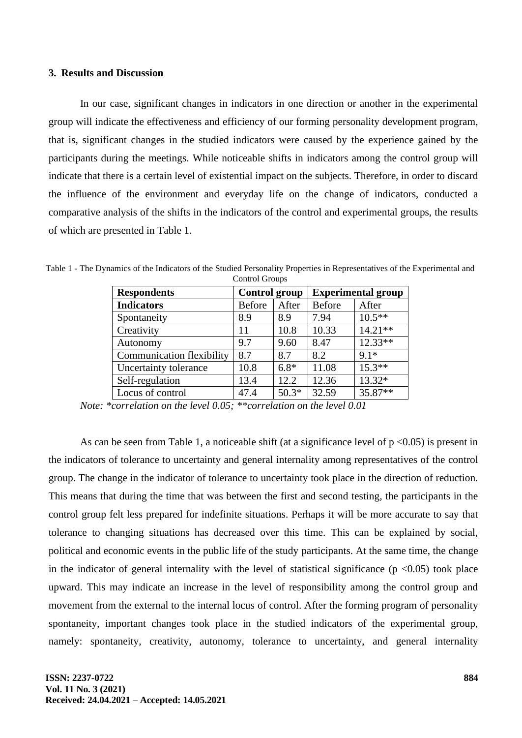### 3. Results and Discussion

In our case, significant changes in indicators in one direction or another in the experimental group will indicate the effectiveness and efficiency of our forming personality development program, that is, significant changes in the studied indicators were caused by the experience gained by the participants during the meetings. While noticeable shifts in indicators among the control group will indicate that there is a certain level of existential impact on the subjects. Therefore, in order to discard the influence of the environment and everyday life on the change of indicators, conducted a comparative analysis of the shifts in the indicators of the control and experimental groups, the results of which are presented in Table 1.

Table 1 - The Dynamics of the Indicators of the Studied Personality Properties in Representatives of the Experimental and Control Groups

| **Respondents** | **Control group** | | **Experimental group** | |
|---|---|---|---|---|
| **Indicators** | Before | After | Before | After |
| Spontaneity | 8.9 | 8.9 | 7.94 | 10.5** |
| Creativity | 11 | 10.8 | 10.33 | 14.21** |
| Autonomy | 9.7 | 9.60 | 8.47 | 12.33** |
| Communication flexibility | 8.7 | 8.7 | 8.2 | 9.1* |
| Uncertainty tolerance | 10.8 | 6.8* | 11.08 | 15.3** |
| Self-regulation | 13.4 | 12.2 | 12.36 | 13.32* |
| Locus of control | 47.4 | 50.3* | 32.59 | 35.87** |

*Note: \*correlation on the level 0.05; \*\*correlation on the level 0.01*

As can be seen from Table 1, a noticeable shift (at a significance level of $p < 0.05$) is present in the indicators of tolerance to uncertainty and general internality among representatives of the control group. The change in the indicator of tolerance to uncertainty took place in the direction of reduction. This means that during the time that was between the first and second testing, the participants in the control group felt less prepared for indefinite situations. Perhaps it will be more accurate to say that tolerance to changing situations has decreased over this time. This can be explained by social, political and economic events in the public life of the study participants. At the same time, the change in the indicator of general internality with the level of statistical significance ($p < 0.05$) took place upward. This may indicate an increase in the level of responsibility among the control group and movement from the external to the internal locus of control. After the forming program of personality spontaneity, important changes took place in the studied indicators of the experimental group, namely: spontaneity, creativity, autonomy, tolerance to uncertainty, and general internality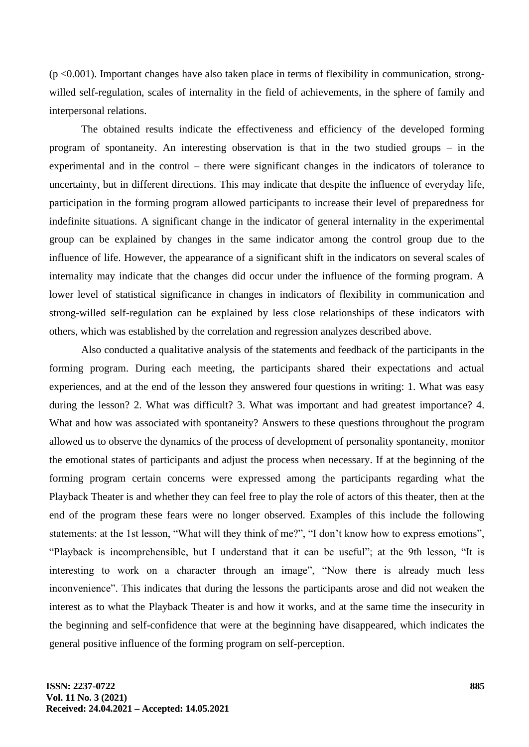(p <0.001). Important changes have also taken place in terms of flexibility in communication, strong-willed self-regulation, scales of internality in the field of achievements, in the sphere of family and interpersonal relations.

The obtained results indicate the effectiveness and efficiency of the developed forming program of spontaneity. An interesting observation is that in the two studied groups – in the experimental and in the control – there were significant changes in the indicators of tolerance to uncertainty, but in different directions. This may indicate that despite the influence of everyday life, participation in the forming program allowed participants to increase their level of preparedness for indefinite situations. A significant change in the indicator of general internality in the experimental group can be explained by changes in the same indicator among the control group due to the influence of life. However, the appearance of a significant shift in the indicators on several scales of internality may indicate that the changes did occur under the influence of the forming program. A lower level of statistical significance in changes in indicators of flexibility in communication and strong-willed self-regulation can be explained by less close relationships of these indicators with others, which was established by the correlation and regression analyzes described above.

Also conducted a qualitative analysis of the statements and feedback of the participants in the forming program. During each meeting, the participants shared their expectations and actual experiences, and at the end of the lesson they answered four questions in writing: 1. What was easy during the lesson? 2. What was difficult? 3. What was important and had greatest importance? 4. What and how was associated with spontaneity? Answers to these questions throughout the program allowed us to observe the dynamics of the process of development of personality spontaneity, monitor the emotional states of participants and adjust the process when necessary. If at the beginning of the forming program certain concerns were expressed among the participants regarding what the Playback Theater is and whether they can feel free to play the role of actors of this theater, then at the end of the program these fears were no longer observed. Examples of this include the following statements: at the 1st lesson, "What will they think of me?", "I don't know how to express emotions", "Playback is incomprehensible, but I understand that it can be useful"; at the 9th lesson, "It is interesting to work on a character through an image", "Now there is already much less inconvenience". This indicates that during the lessons the participants arose and did not weaken the interest as to what the Playback Theater is and how it works, and at the same time the insecurity in the beginning and self-confidence that were at the beginning have disappeared, which indicates the general positive influence of the forming program on self-perception.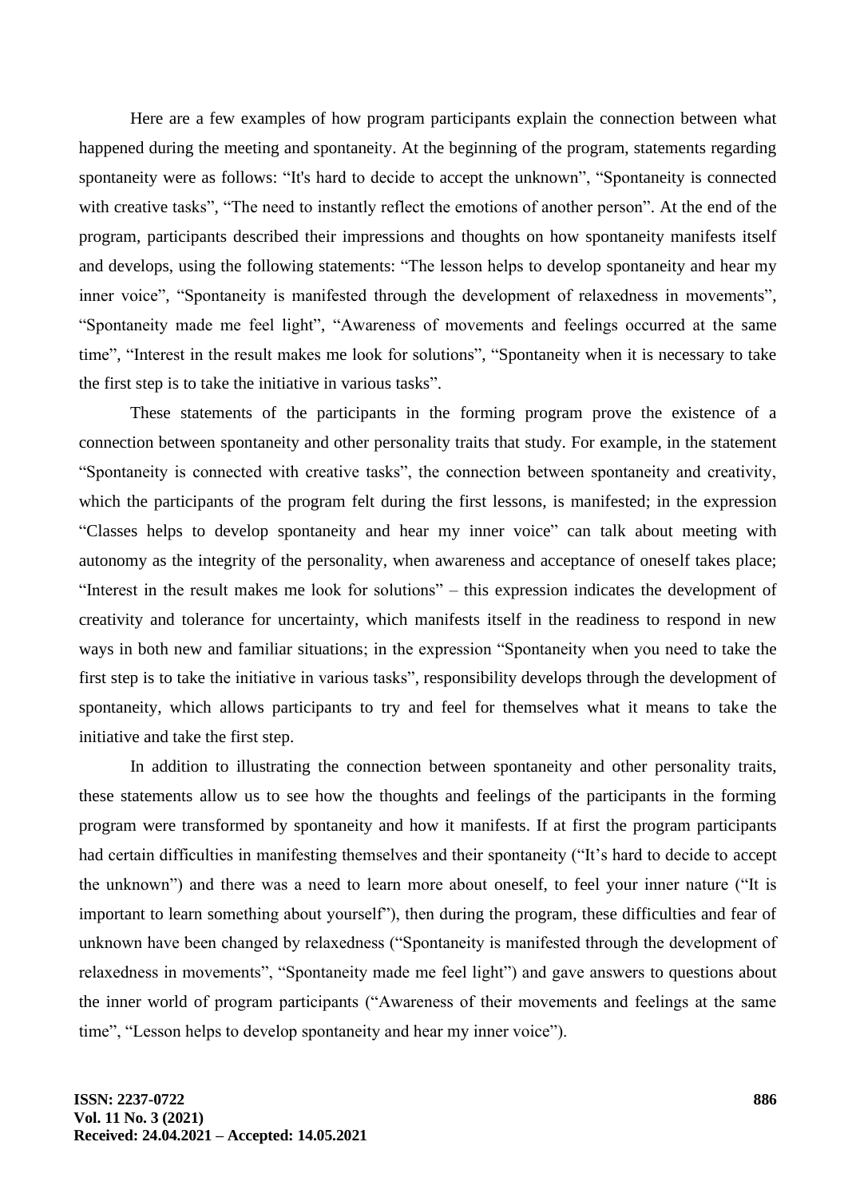Here are a few examples of how program participants explain the connection between what happened during the meeting and spontaneity. At the beginning of the program, statements regarding spontaneity were as follows: "It's hard to decide to accept the unknown", "Spontaneity is connected with creative tasks", "The need to instantly reflect the emotions of another person". At the end of the program, participants described their impressions and thoughts on how spontaneity manifests itself and develops, using the following statements: "The lesson helps to develop spontaneity and hear my inner voice", "Spontaneity is manifested through the development of relaxedness in movements", "Spontaneity made me feel light", "Awareness of movements and feelings occurred at the same time", "Interest in the result makes me look for solutions", "Spontaneity when it is necessary to take the first step is to take the initiative in various tasks".

These statements of the participants in the forming program prove the existence of a connection between spontaneity and other personality traits that study. For example, in the statement "Spontaneity is connected with creative tasks", the connection between spontaneity and creativity, which the participants of the program felt during the first lessons, is manifested; in the expression "Classes helps to develop spontaneity and hear my inner voice" can talk about meeting with autonomy as the integrity of the personality, when awareness and acceptance of oneself takes place; "Interest in the result makes me look for solutions" – this expression indicates the development of creativity and tolerance for uncertainty, which manifests itself in the readiness to respond in new ways in both new and familiar situations; in the expression "Spontaneity when you need to take the first step is to take the initiative in various tasks", responsibility develops through the development of spontaneity, which allows participants to try and feel for themselves what it means to take the initiative and take the first step.

In addition to illustrating the connection between spontaneity and other personality traits, these statements allow us to see how the thoughts and feelings of the participants in the forming program were transformed by spontaneity and how it manifests. If at first the program participants had certain difficulties in manifesting themselves and their spontaneity ("It's hard to decide to accept the unknown") and there was a need to learn more about oneself, to feel your inner nature ("It is important to learn something about yourself"), then during the program, these difficulties and fear of unknown have been changed by relaxedness ("Spontaneity is manifested through the development of relaxedness in movements", "Spontaneity made me feel light") and gave answers to questions about the inner world of program participants ("Awareness of their movements and feelings at the same time", "Lesson helps to develop spontaneity and hear my inner voice").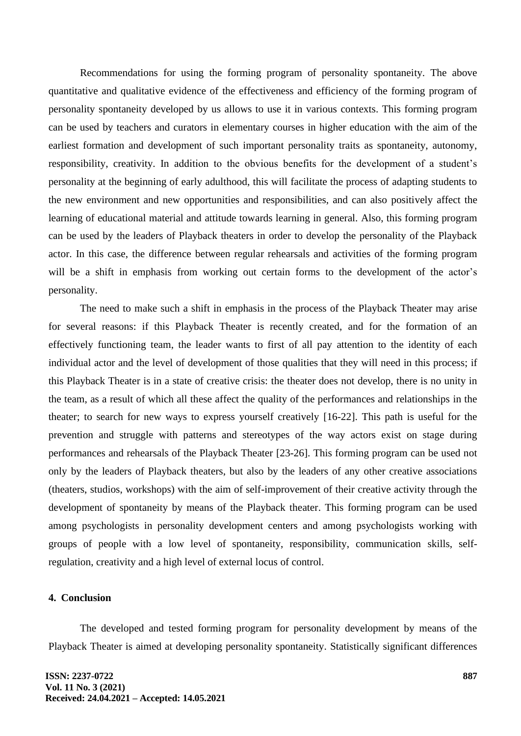Recommendations for using the forming program of personality spontaneity. The above quantitative and qualitative evidence of the effectiveness and efficiency of the forming program of personality spontaneity developed by us allows to use it in various contexts. This forming program can be used by teachers and curators in elementary courses in higher education with the aim of the earliest formation and development of such important personality traits as spontaneity, autonomy, responsibility, creativity. In addition to the obvious benefits for the development of a student's personality at the beginning of early adulthood, this will facilitate the process of adapting students to the new environment and new opportunities and responsibilities, and can also positively affect the learning of educational material and attitude towards learning in general. Also, this forming program can be used by the leaders of Playback theaters in order to develop the personality of the Playback actor. In this case, the difference between regular rehearsals and activities of the forming program will be a shift in emphasis from working out certain forms to the development of the actor's personality.

The need to make such a shift in emphasis in the process of the Playback Theater may arise for several reasons: if this Playback Theater is recently created, and for the formation of an effectively functioning team, the leader wants to first of all pay attention to the identity of each individual actor and the level of development of those qualities that they will need in this process; if this Playback Theater is in a state of creative crisis: the theater does not develop, there is no unity in the team, as a result of which all these affect the quality of the performances and relationships in the theater; to search for new ways to express yourself creatively [16-22]. This path is useful for the prevention and struggle with patterns and stereotypes of the way actors exist on stage during performances and rehearsals of the Playback Theater [23-26]. This forming program can be used not only by the leaders of Playback theaters, but also by the leaders of any other creative associations (theaters, studios, workshops) with the aim of self-improvement of their creative activity through the development of spontaneity by means of the Playback theater. This forming program can be used among psychologists in personality development centers and among psychologists working with groups of people with a low level of spontaneity, responsibility, communication skills, self-regulation, creativity and a high level of external locus of control.

## 4. Conclusion

The developed and tested forming program for personality development by means of the Playback Theater is aimed at developing personality spontaneity. Statistically significant differences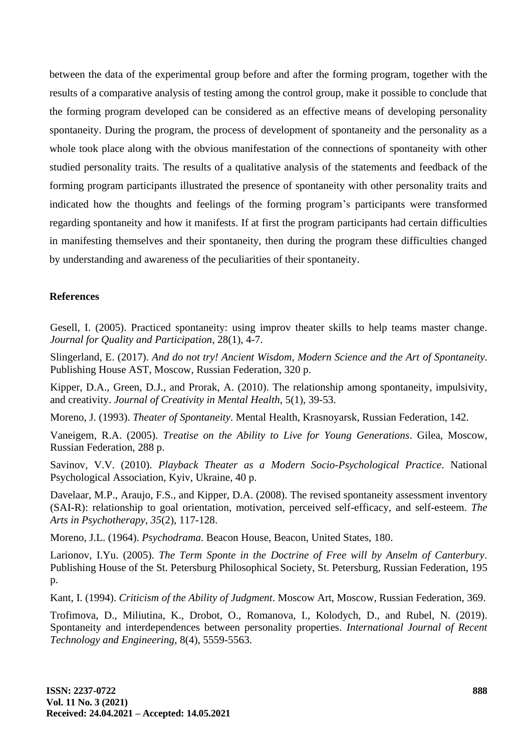between the data of the experimental group before and after the forming program, together with the results of a comparative analysis of testing among the control group, make it possible to conclude that the forming program developed can be considered as an effective means of developing personality spontaneity. During the program, the process of development of spontaneity and the personality as a whole took place along with the obvious manifestation of the connections of spontaneity with other studied personality traits. The results of a qualitative analysis of the statements and feedback of the forming program participants illustrated the presence of spontaneity with other personality traits and indicated how the thoughts and feelings of the forming program's participants were transformed regarding spontaneity and how it manifests. If at first the program participants had certain difficulties in manifesting themselves and their spontaneity, then during the program these difficulties changed by understanding and awareness of the peculiarities of their spontaneity.

## References

Gesell, I. (2005). Practiced spontaneity: using improv theater skills to help teams master change. *Journal for Quality and Participation*, 28(1), 4-7.

Slingerland, E. (2017). *And do not try! Ancient Wisdom, Modern Science and the Art of Spontaneity*. Publishing House AST, Moscow, Russian Federation, 320 p.

Kipper, D.A., Green, D.J., and Prorak, A. (2010). The relationship among spontaneity, impulsivity, and creativity. *Journal of Creativity in Mental Health*, 5(1), 39-53.

Moreno, J. (1993). *Theater of Spontaneity*. Mental Health, Krasnoyarsk, Russian Federation, 142.

Vaneigem, R.A. (2005). *Treatise on the Ability to Live for Young Generations*. Gilea, Moscow, Russian Federation, 288 p.

Savinov, V.V. (2010). *Playback Theater as a Modern Socio-Psychological Practice*. National Psychological Association, Kyiv, Ukraine, 40 p.

Davelaar, M.P., Araujo, F.S., and Kipper, D.A. (2008). The revised spontaneity assessment inventory (SAI-R): relationship to goal orientation, motivation, perceived self-efficacy, and self-esteem. *The Arts in Psychotherapy*, *35*(2), 117-128.

Moreno, J.L. (1964). *Psychodrama.* Beacon House, Beacon, United States, 180.

Larionov, I.Yu. (2005). *The Term Sponte in the Doctrine of Free will by Anselm of Canterbury*. Publishing House of the St. Petersburg Philosophical Society, St. Petersburg, Russian Federation, 195 p.

Kant, I. (1994). *Criticism of the Ability of Judgment*. Moscow Art, Moscow, Russian Federation, 369.

Trofimova, D., Miliutina, K., Drobot, O., Romanova, I., Kolodych, D., and Rubel, N. (2019). Spontaneity and interdependences between personality properties. *International Journal of Recent Technology and Engineering*, 8(4), 5559-5563.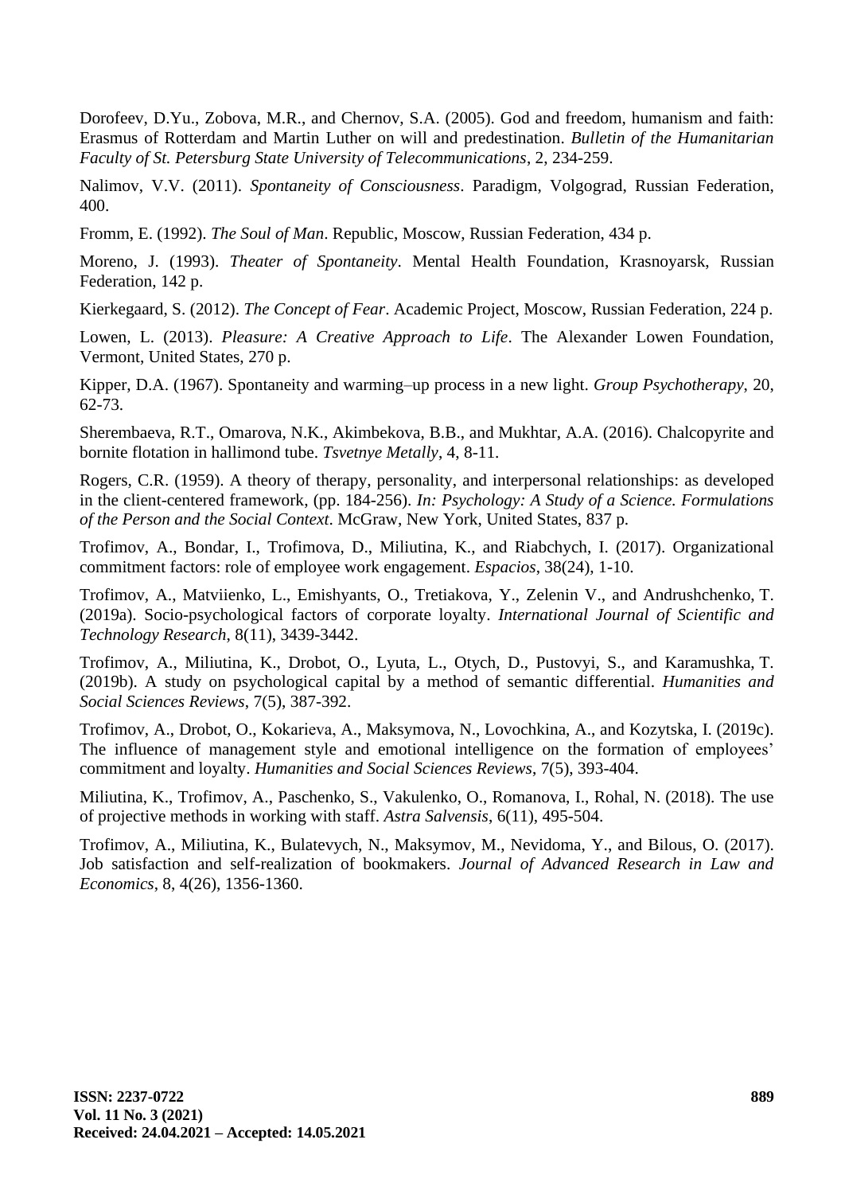Dorofeev, D.Yu., Zobova, M.R., and Chernov, S.A. (2005). God and freedom, humanism and faith: Erasmus of Rotterdam and Martin Luther on will and predestination. *Bulletin of the Humanitarian Faculty of St. Petersburg State University of Telecommunications*, 2, 234-259.

Nalimov, V.V. (2011). *Spontaneity of Consciousness*. Paradigm, Volgograd, Russian Federation, 400.

Fromm, E. (1992). *The Soul of Man*. Republic, Moscow, Russian Federation, 434 p.

Moreno, J. (1993). *Theater of Spontaneity*. Mental Health Foundation, Krasnoyarsk, Russian Federation, 142 p.

Kierkegaard, S. (2012). *The Concept of Fear*. Academic Project, Moscow, Russian Federation, 224 p.

Lowen, L. (2013). *Pleasure: A Creative Approach to Life*. The Alexander Lowen Foundation, Vermont, United States, 270 p.

Kipper, D.A. (1967). Spontaneity and warming–up process in a new light. *Group Psychotherapy*, 20, 62-73.

Sherembaeva, R.T., Omarova, N.K., Akimbekova, B.B., and Mukhtar, A.A. (2016). Chalcopyrite and bornite flotation in hallimond tube. *Tsvetnye Metally*, 4, 8-11.

Rogers, C.R. (1959). A theory of therapy, personality, and interpersonal relationships: as developed in the client-centered framework, (pp. 184-256). *In: Psychology: A Study of a Science. Formulations of the Person and the Social Context*. McGraw, New York, United States, 837 p.

Trofimov, A., Bondar, I., Trofimova, D., Miliutina, K., and Riabchych, I. (2017). Organizational commitment factors: role of employee work engagement. *Espacios*, 38(24), 1-10.

Trofimov, A., Matviienko, L., Emishyants, O., Tretiakova, Y., Zelenin V., and Andrushchenko, T. (2019a). Socio-psychological factors of corporate loyalty. *International Journal of Scientific and Technology Research*, 8(11), 3439-3442.

Trofimov, A., Miliutina, K., Drobot, O., Lyuta, L., Otych, D., Pustovyi, S., and Karamushka, T. (2019b). A study on psychological capital by a method of semantic differential. *Humanities and Social Sciences Reviews*, 7(5), 387-392.

Trofimov, A., Drobot, O., Kokarieva, A., Maksymova, N., Lovochkina, A., and Kozytska, I. (2019c). The influence of management style and emotional intelligence on the formation of employees' commitment and loyalty. *Humanities and Social Sciences Reviews*, 7(5), 393-404.

Miliutina, K., Trofimov, A., Paschenko, S., Vakulenko, O., Romanova, I., Rohal, N. (2018). The use of projective methods in working with staff. *Astra Salvensis*, 6(11), 495-504.

Trofimov, A., Miliutina, K., Bulatevych, N., Maksymov, M., Nevidoma, Y., and Bilous, O. (2017). Job satisfaction and self-realization of bookmakers. *Journal of Advanced Research in Law and Economics*, 8, 4(26), 1356-1360.